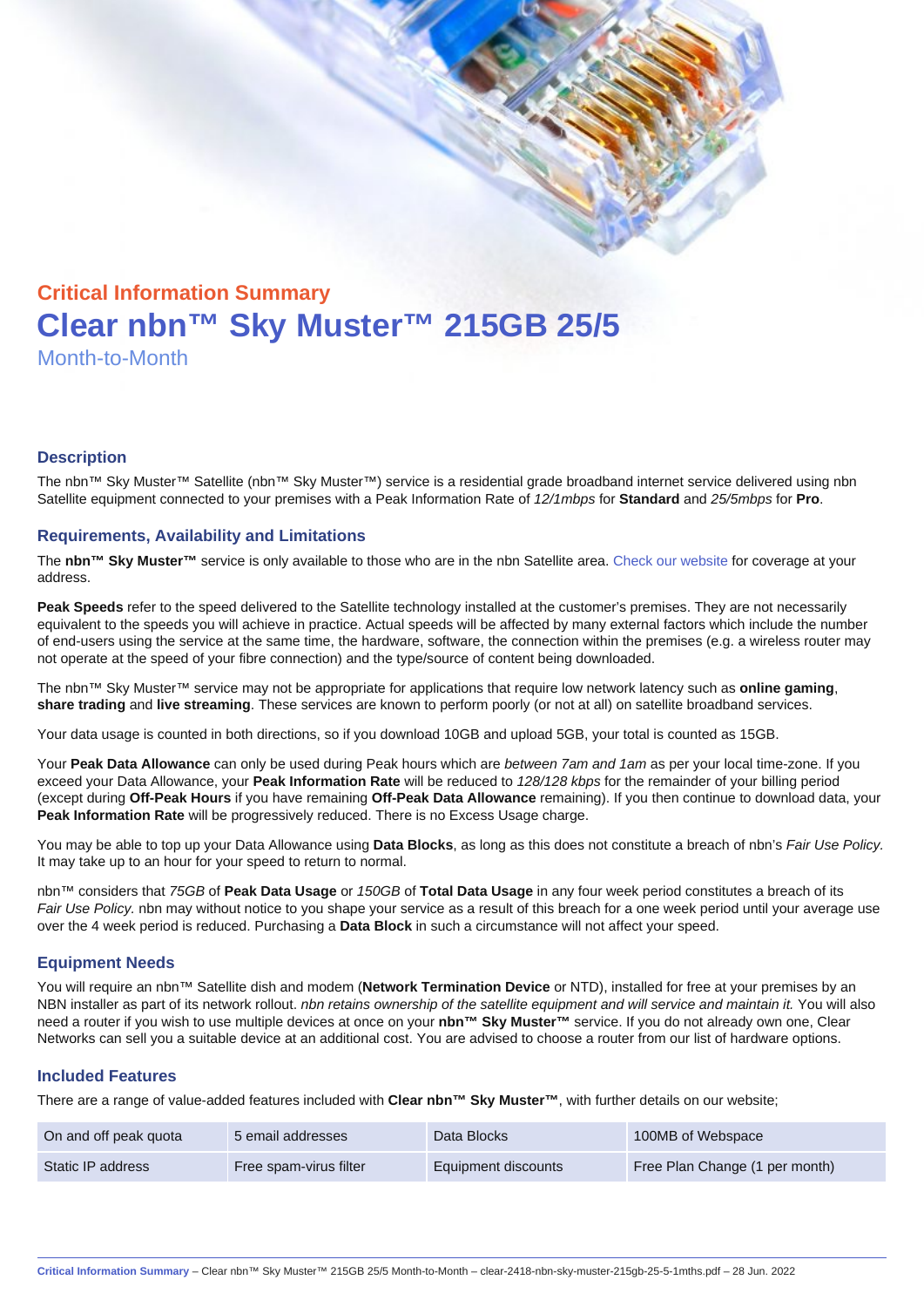## Critical Information Summary

# Clear nbn™ Sky Muster™ 215GB 25/5

Month-to-Month

### Description

The nbn™ Sky Muster™ Satellite (nbn™ Sky Muster™) service is a residential grade broadband internet service delivered using nbn Satellite equipment connected to your premises with a Peak Information Rate of *12/1mbps* for **Standard** and *25/5mbps* for **Pro**.

### Requirements, Availability and Limitations

The **nbn™ Sky Muster™** service is only available to those who are in the nbn Satellite area. Check our website for coverage at your address.

**Peak Speeds** refer to the speed delivered to the Satellite technology installed at the customer's premises. They are not necessarily equivalent to the speeds you will achieve in practice. Actual speeds will be affected by many external factors which include the number of end-users using the service at the same time, the hardware, software, the connection within the premises (e.g. a wireless router may not operate at the speed of your fibre connection) and the type/source of content being downloaded.

The nbn™ Sky Muster™ service may not be appropriate for applications that require low network latency such as **online gaming**, **share trading** and **live streaming**. These services are known to perform poorly (or not at all) on satellite broadband services.

Your data usage is counted in both directions, so if you download 10GB and upload 5GB, your total is counted as 15GB.

Your **Peak Data Allowance** can only be used during Peak hours which are *between 7am and 1am* as per your local time-zone. If you exceed your Data Allowance, your **Peak Information Rate** will be reduced to *128/128 kbps* for the remainder of your billing period (except during **Off-Peak Hours** if you have remaining **Off-Peak Data Allowance** remaining). If you then continue to download data, your **Peak Information Rate** will be progressively reduced. There is no Excess Usage charge.

You may be able to top up your Data Allowance using **Data Blocks**, as long as this does not constitute a breach of nbn's *Fair Use Policy*. It may take up to an hour for your speed to return to normal.

nbn™ considers that *75GB* of **Peak Data Usage** or *150GB* of **Total Data Usage** in any four week period constitutes a breach of its *Fair Use Policy.* nbn may without notice to you shape your service as a result of this breach for a one week period until your average use over the 4 week period is reduced. Purchasing a **Data Block** in such a circumstance will not affect your speed.

### Equipment Needs

You will require an nbn™ Satellite dish and modem (**Network Termination Device** or NTD), installed for free at your premises by an NBN installer as part of its network rollout. *nbn retains ownership of the satellite equipment and will service and maintain it.* You will also need a router if you wish to use multiple devices at once on your **nbn™ Sky Muster™** service. If you do not already own one, Clear Networks can sell you a suitable device at an additional cost. You are advised to choose a router from our list of hardware options.

### Included Features

There are a range of value-added features included with **Clear nbn™ Sky Muster™**, with further details on our website;

| | | | |
|---|---|---|---|
| On and off peak quota | 5 email addresses | Data Blocks | 100MB of Webspace |
| Static IP address | Free spam-virus filter | Equipment discounts | Free Plan Change (1 per month) |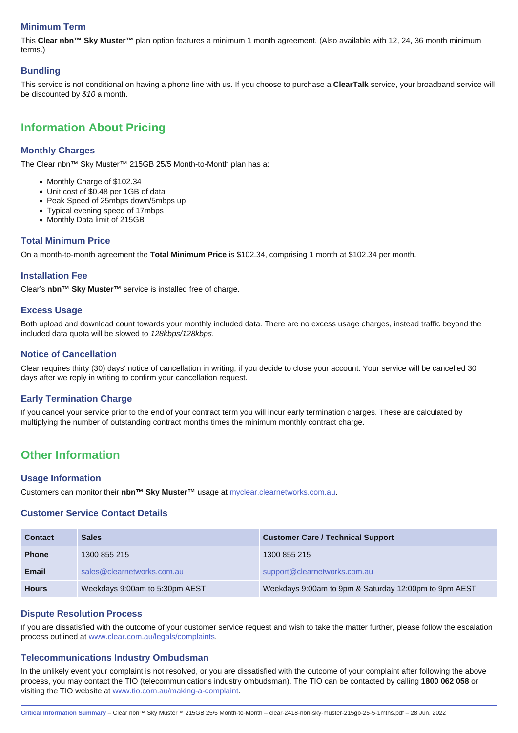### Minimum Term

This **Clear nbn™ Sky Muster™** plan option features a minimum 1 month agreement. (Also available with 12, 24, 36 month minimum terms.)

### Bundling

This service is not conditional on having a phone line with us. If you choose to purchase a **ClearTalk** service, your broadband service will be discounted by *$10* a month.

## Information About Pricing

### Monthly Charges

The Clear nbn™ Sky Muster™ 215GB 25/5 Month-to-Month plan has a:

- Monthly Charge of $102.34
- Unit cost of $0.48 per 1GB of data
- Peak Speed of 25mbps down/5mbps up
- Typical evening speed of 17mbps
- Monthly Data limit of 215GB

### Total Minimum Price

On a month-to-month agreement the **Total Minimum Price** is $102.34, comprising 1 month at $102.34 per month.

### Installation Fee

Clear's **nbn™ Sky Muster™** service is installed free of charge.

### Excess Usage

Both upload and download count towards your monthly included data. There are no excess usage charges, instead traffic beyond the included data quota will be slowed to *128kbps/128kbps*.

### Notice of Cancellation

Clear requires thirty (30) days' notice of cancellation in writing, if you decide to close your account. Your service will be cancelled 30 days after we reply in writing to confirm your cancellation request.

### Early Termination Charge

If you cancel your service prior to the end of your contract term you will incur early termination charges. These are calculated by multiplying the number of outstanding contract months times the minimum monthly contract charge.

## Other Information

### Usage Information

Customers can monitor their **nbn™ Sky Muster™** usage at myclear.clearnetworks.com.au.

### Customer Service Contact Details

| Contact | Sales | Customer Care / Technical Support |
|---|---|---|
| **Phone** | 1300 855 215 | 1300 855 215 |
| **Email** | sales@clearnetworks.com.au | support@clearnetworks.com.au |
| **Hours** | Weekdays 9:00am to 5:30pm AEST | Weekdays 9:00am to 9pm & Saturday 12:00pm to 9pm AEST |

### Dispute Resolution Process

If you are dissatisfied with the outcome of your customer service request and wish to take the matter further, please follow the escalation process outlined at www.clear.com.au/legals/complaints.

### Telecommunications Industry Ombudsman

In the unlikely event your complaint is not resolved, or you are dissatisfied with the outcome of your complaint after following the above process, you may contact the TIO (telecommunications industry ombudsman). The TIO can be contacted by calling **1800 062 058** or visiting the TIO website at www.tio.com.au/making-a-complaint.